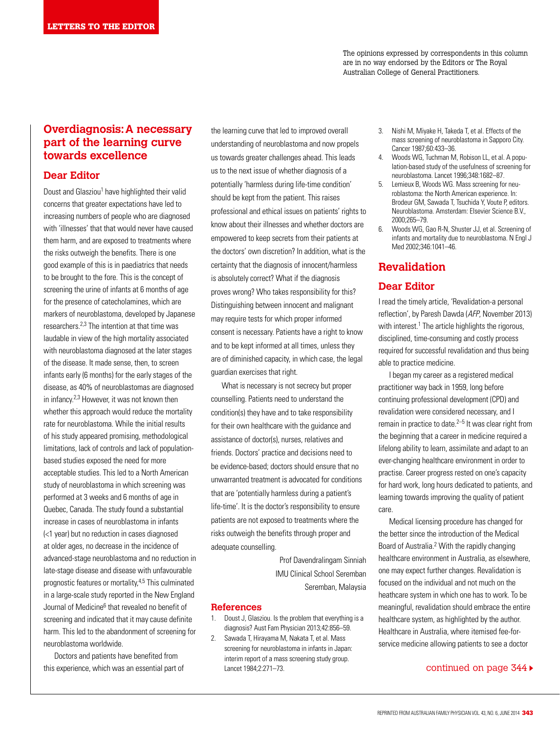LETTERS TO THE EDITOR

The opinions expressed by correspondents in this column are in no way endorsed by the Editors or The Royal Australian College of General Practitioners.

## Overdiagnosis: A necessary part of the learning curve towards excellence

### Dear Editor

Doust and Glasziou[1] have highlighted their valid concerns that greater expectations have led to increasing numbers of people who are diagnosed with 'illnesses' that that would never have caused them harm, and are exposed to treatments where the risks outweigh the benefits. There is one good example of this is in paediatrics that needs to be brought to the fore. This is the concept of screening the urine of infants at 6 months of age for the presence of catecholamines, which are markers of neuroblastoma, developed by Japanese researchers.[2,3] The intention at that time was laudable in view of the high mortality associated with neuroblastoma diagnosed at the later stages of the disease. It made sense, then, to screen infants early (6 months) for the early stages of the disease, as 40% of neuroblastomas are diagnosed in infancy.[2,3] However, it was not known then whether this approach would reduce the mortality rate for neuroblastoma. While the initial results of his study appeared promising, methodological limitations, lack of controls and lack of population-based studies exposed the need for more acceptable studies. This led to a North American study of neuroblastoma in which screening was performed at 3 weeks and 6 months of age in Quebec, Canada. The study found a substantial increase in cases of neuroblastoma in infants (<1 year) but no reduction in cases diagnosed at older ages, no decrease in the incidence of advanced-stage neuroblastoma and no reduction in late-stage disease and disease with unfavourable prognostic features or mortality.[4,5] This culminated in a large-scale study reported in the New England Journal of Medicine[6] that revealed no benefit of screening and indicated that it may cause definite harm. This led to the abandonment of screening for neuroblastoma worldwide.

Doctors and patients have benefited from this experience, which was an essential part of the learning curve that led to improved overall understanding of neuroblastoma and now propels us towards greater challenges ahead. This leads us to the next issue of whether diagnosis of a potentially 'harmless during life-time condition' should be kept from the patient. This raises professional and ethical issues on patients' rights to know about their illnesses and whether doctors are empowered to keep secrets from their patients at the doctors' own discretion? In addition, what is the certainty that the diagnosis of innocent/harmless is absolutely correct? What if the diagnosis proves wrong? Who takes responsibility for this? Distinguishing between innocent and malignant may require tests for which proper informed consent is necessary. Patients have a right to know and to be kept informed at all times, unless they are of diminished capacity, in which case, the legal guardian exercises that right.

What is necessary is not secrecy but proper counselling. Patients need to understand the condition(s) they have and to take responsibility for their own healthcare with the guidance and assistance of doctor(s), nurses, relatives and friends. Doctors' practice and decisions need to be evidence-based; doctors should ensure that no unwarranted treatment is advocated for conditions that are 'potentially harmless during a patient's life-time'. It is the doctor's responsibility to ensure patients are not exposed to treatments where the risks outweigh the benefits through proper and adequate counselling.

Prof Davendralingam Sinniah
IMU Clinical School Seremban
Seremban, Malaysia

### References

1. Doust J, Glasziou. Is the problem that everything is a diagnosis? Aust Fam Physician 2013;42:856–59.
2. Sawada T, Hirayama M, Nakata T, et al. Mass screening for neuroblastoma in infants in Japan: interim report of a mass screening study group. Lancet 1984;2:271–73.
3. Nishi M, Miyake H, Takeda T, et al. Effects of the mass screening of neuroblastoma in Sapporo City. Cancer 1987;60:433–36.
4. Woods WG, Tuchman M, Robison LL, et al. A population-based study of the usefulness of screening for neuroblastoma. Lancet 1996;348:1682–87.
5. Lemieux B, Woods WG. Mass screening for neuroblastoma: the North American experience. In: Brodeur GM, Sawada T, Tsuchida Y, Voute P, editors. Neuroblastoma. Amsterdam: Elsevier Science B.V., 2000;265–79.
6. Woods WG, Gao R-N, Shuster JJ, et al. Screening of infants and mortality due to neuroblastoma. N Engl J Med 2002;346:1041–46.

## Revalidation

### Dear Editor

I read the timely article, 'Revalidation-a personal reflection', by Paresh Dawda (*AFP*, November 2013) with interest.[1] The article highlights the rigorous, disciplined, time-consuming and costly process required for successful revalidation and thus being able to practice medicine.

I began my career as a registered medical practitioner way back in 1959, long before continuing professional development (CPD) and revalidation were considered necessary, and I remain in practice to date.[2–5] It was clear right from the beginning that a career in medicine required a lifelong ability to learn, assimilate and adapt to an ever-changing healthcare environment in order to practise. Career progress rested on one's capacity for hard work, long hours dedicated to patients, and learning towards improving the quality of patient care.

Medical licensing procedure has changed for the better since the introduction of the Medical Board of Australia.[2] With the rapidly changing healthcare environment in Australia, as elsewhere, one may expect further changes. Revalidation is focused on the individual and not much on the heathcare system in which one has to work. To be meaningful, revalidation should embrace the entire healthcare system, as highlighted by the author. Healthcare in Australia, where itemised fee-for-service medicine allowing patients to see a doctor

continued on page 344 ▸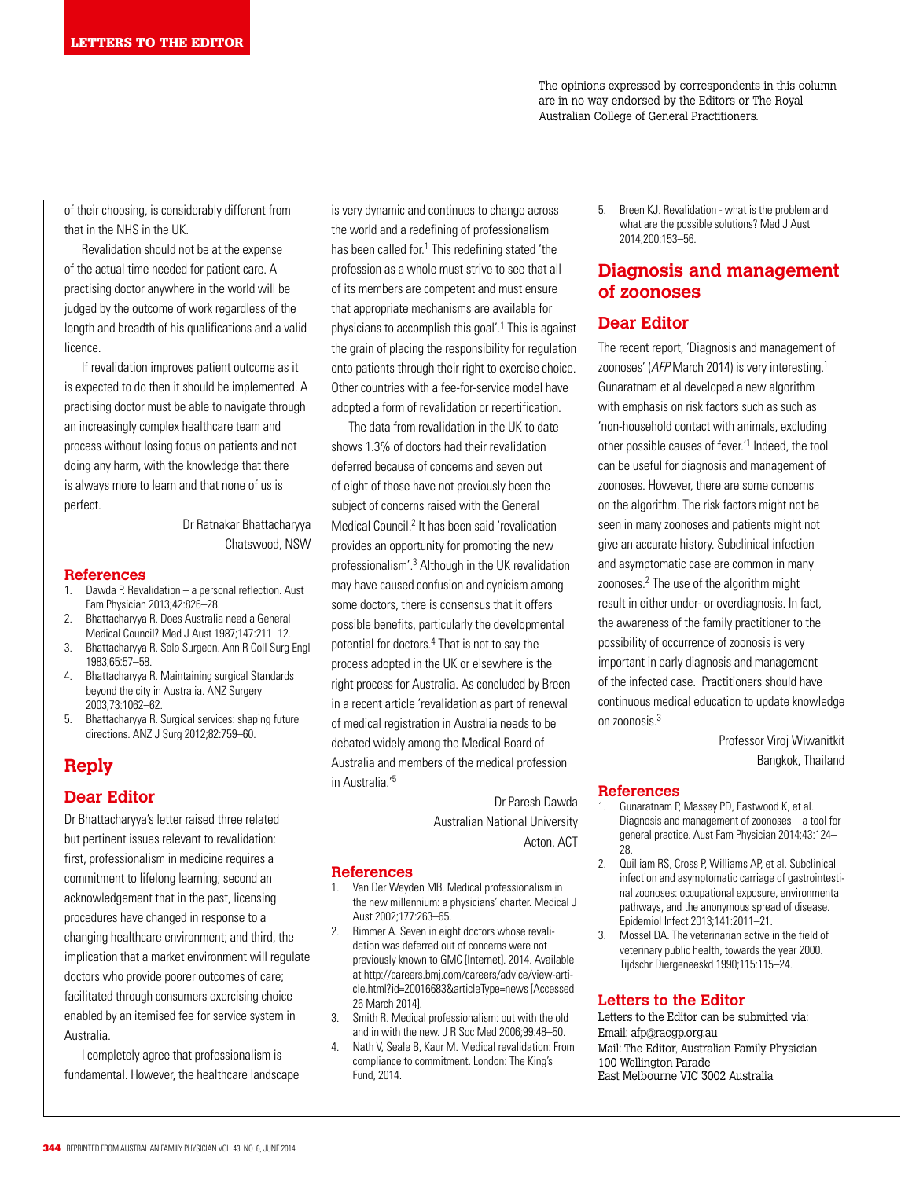The opinions expressed by correspondents in this column are in no way endorsed by the Editors or The Royal Australian College of General Practitioners.

of their choosing, is considerably different from that in the NHS in the UK.

Revalidation should not be at the expense of the actual time needed for patient care. A practising doctor anywhere in the world will be judged by the outcome of work regardless of the length and breadth of his qualifications and a valid licence.

If revalidation improves patient outcome as it is expected to do then it should be implemented. A practising doctor must be able to navigate through an increasingly complex healthcare team and process without losing focus on patients and not doing any harm, with the knowledge that there is always more to learn and that none of us is perfect.

Dr Ratnakar Bhattacharyya
Chatswood, NSW

### References

1. Dawda P. Revalidation – a personal reflection. Aust Fam Physician 2013;42:826–28.
2. Bhattacharyya R. Does Australia need a General Medical Council? Med J Aust 1987;147:211–12.
3. Bhattacharyya R. Solo Surgeon. Ann R Coll Surg Engl 1983;65:57–58.
4. Bhattacharyya R. Maintaining surgical Standards beyond the city in Australia. ANZ Surgery 2003;73:1062–62.
5. Bhattacharyya R. Surgical services: shaping future directions. ANZ J Surg 2012;82:759–60.

## Reply

### Dear Editor

Dr Bhattacharyya's letter raised three related but pertinent issues relevant to revalidation: first, professionalism in medicine requires a commitment to lifelong learning; second an acknowledgement that in the past, licensing procedures have changed in response to a changing healthcare environment; and third, the implication that a market environment will regulate doctors who provide poorer outcomes of care; facilitated through consumers exercising choice enabled by an itemised fee for service system in Australia.

I completely agree that professionalism is fundamental. However, the healthcare landscape is very dynamic and continues to change across the world and a redefining of professionalism has been called for.[1] This redefining stated 'the profession as a whole must strive to see that all of its members are competent and must ensure that appropriate mechanisms are available for physicians to accomplish this goal'.[1] This is against the grain of placing the responsibility for regulation onto patients through their right to exercise choice. Other countries with a fee-for-service model have adopted a form of revalidation or recertification.

The data from revalidation in the UK to date shows 1.3% of doctors had their revalidation deferred because of concerns and seven out of eight of those have not previously been the subject of concerns raised with the General Medical Council.[2] It has been said 'revalidation provides an opportunity for promoting the new professionalism'.[3] Although in the UK revalidation may have caused confusion and cynicism among some doctors, there is consensus that it offers possible benefits, particularly the developmental potential for doctors.[4] That is not to say the process adopted in the UK or elsewhere is the right process for Australia. As concluded by Breen in a recent article 'revalidation as part of renewal of medical registration in Australia needs to be debated widely among the Medical Board of Australia and members of the medical profession in Australia.'[5]

Dr Paresh Dawda
Australian National University
Acton, ACT

### References

1. Van Der Weyden MB. Medical professionalism in the new millennium: a physicians' charter. Medical J Aust 2002;177:263–65.
2. Rimmer A. Seven in eight doctors whose revalidation was deferred out of concerns were not previously known to GMC [Internet]. 2014. Available at http://careers.bmj.com/careers/advice/view-article.html?id=20016683&articleType=news [Accessed 26 March 2014].
3. Smith R. Medical professionalism: out with the old and in with the new. J R Soc Med 2006;99:48–50.
4. Nath V, Seale B, Kaur M. Medical revalidation: From compliance to commitment. London: The King's Fund, 2014.
5. Breen KJ. Revalidation - what is the problem and what are the possible solutions? Med J Aust 2014;200:153–56.

## Diagnosis and management of zoonoses

### Dear Editor

The recent report, 'Diagnosis and management of zoonoses' (*AFP* March 2014) is very interesting.[1] Gunaratnam et al developed a new algorithm with emphasis on risk factors such as such as 'non-household contact with animals, excluding other possible causes of fever.'[1] Indeed, the tool can be useful for diagnosis and management of zoonoses. However, there are some concerns on the algorithm. The risk factors might not be seen in many zoonoses and patients might not give an accurate history. Subclinical infection and asymptomatic case are common in many zoonoses.[2] The use of the algorithm might result in either under- or overdiagnosis. In fact, the awareness of the family practitioner to the possibility of occurrence of zoonosis is very important in early diagnosis and management of the infected case. Practitioners should have continuous medical education to update knowledge on zoonosis.[3]

Professor Viroj Wiwanitkit
Bangkok, Thailand

### References

1. Gunaratnam P, Massey PD, Eastwood K, et al. Diagnosis and management of zoonoses – a tool for general practice. Aust Fam Physician 2014;43:124–28.
2. Quilliam RS, Cross P, Williams AP, et al. Subclinical infection and asymptomatic carriage of gastrointestinal zoonoses: occupational exposure, environmental pathways, and the anonymous spread of disease. Epidemiol Infect 2013;141:2011–21.
3. Mossel DA. The veterinarian active in the field of veterinary public health, towards the year 2000. Tijdschr Diergeneeskd 1990;115:115–24.

### Letters to the Editor

Letters to the Editor can be submitted via:
Email: afp@racgp.org.au
Mail: The Editor, Australian Family Physician
100 Wellington Parade
East Melbourne VIC 3002 Australia